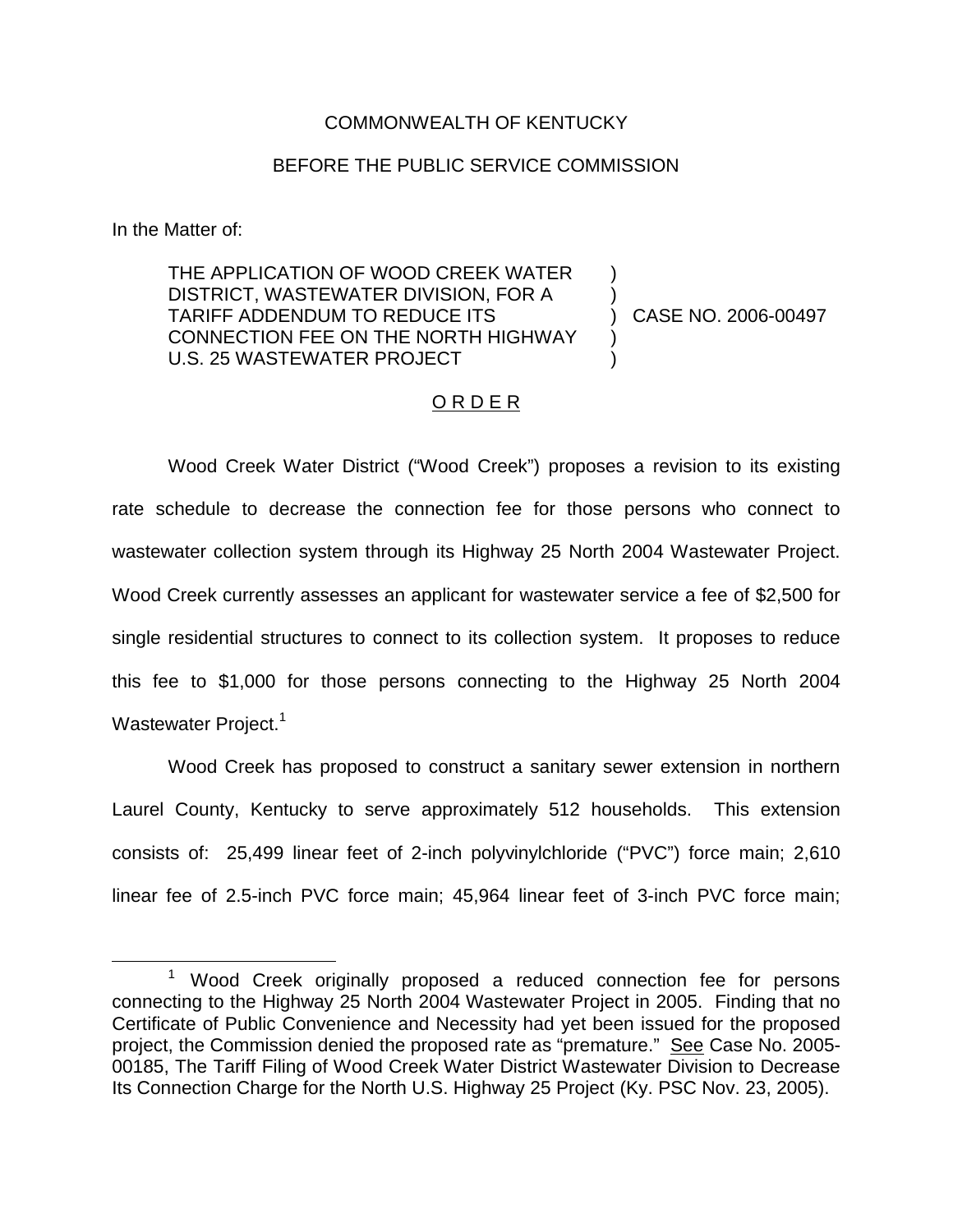COMMONWEALTH OF KENTUCKY

BEFORE THE PUBLIC SERVICE COMMISSION

In the Matter of:

THE APPLICATION OF WOOD CREEK WATER DISTRICT, WASTEWATER DIVISION, FOR A TARIFF ADDENDUM TO REDUCE ITS CONNECTION FEE ON THE NORTH HIGHWAY U.S. 25 WASTEWATER PROJECT ) CASE NO. 2006-00497

O R D E R

Wood Creek Water District ("Wood Creek") proposes a revision to its existing rate schedule to decrease the connection fee for those persons who connect to wastewater collection system through its Highway 25 North 2004 Wastewater Project. Wood Creek currently assesses an applicant for wastewater service a fee of $2,500 for single residential structures to connect to its collection system. It proposes to reduce this fee to $1,000 for those persons connecting to the Highway 25 North 2004 Wastewater Project.[1]

Wood Creek has proposed to construct a sanitary sewer extension in northern Laurel County, Kentucky to serve approximately 512 households. This extension consists of: 25,499 linear feet of 2-inch polyvinylchloride ("PVC") force main; 2,610 linear fee of 2.5-inch PVC force main; 45,964 linear feet of 3-inch PVC force main;

[1] Wood Creek originally proposed a reduced connection fee for persons connecting to the Highway 25 North 2004 Wastewater Project in 2005. Finding that no Certificate of Public Convenience and Necessity had yet been issued for the proposed project, the Commission denied the proposed rate as "premature." See Case No. 2005-00185, The Tariff Filing of Wood Creek Water District Wastewater Division to Decrease Its Connection Charge for the North U.S. Highway 25 Project (Ky. PSC Nov. 23, 2005).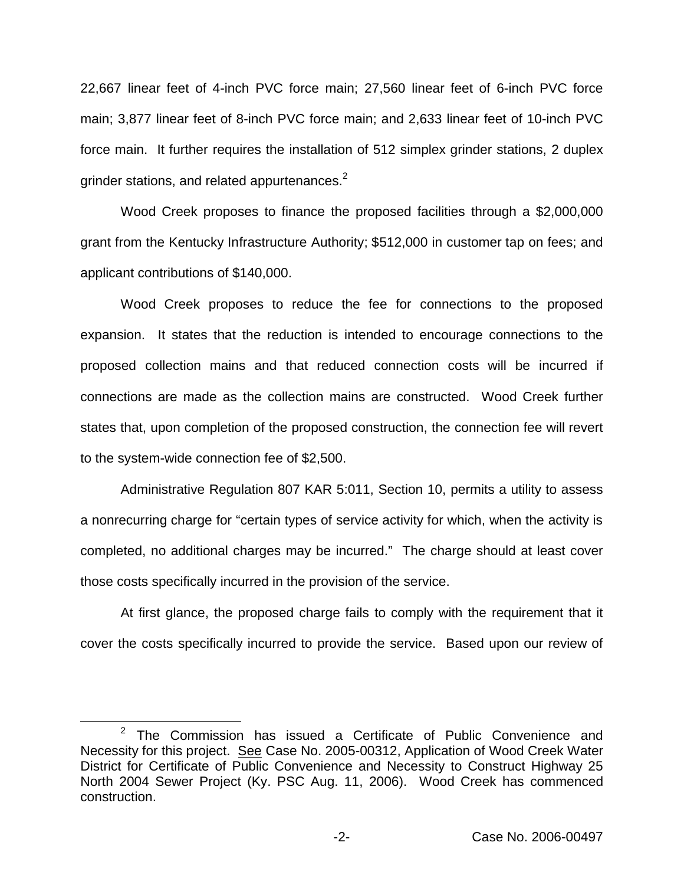22,667 linear feet of 4-inch PVC force main; 27,560 linear feet of 6-inch PVC force main; 3,877 linear feet of 8-inch PVC force main; and 2,633 linear feet of 10-inch PVC force main. It further requires the installation of 512 simplex grinder stations, 2 duplex grinder stations, and related appurtenances.[2]

Wood Creek proposes to finance the proposed facilities through a $2,000,000 grant from the Kentucky Infrastructure Authority; $512,000 in customer tap on fees; and applicant contributions of $140,000.

Wood Creek proposes to reduce the fee for connections to the proposed expansion. It states that the reduction is intended to encourage connections to the proposed collection mains and that reduced connection costs will be incurred if connections are made as the collection mains are constructed. Wood Creek further states that, upon completion of the proposed construction, the connection fee will revert to the system-wide connection fee of $2,500.

Administrative Regulation 807 KAR 5:011, Section 10, permits a utility to assess a nonrecurring charge for "certain types of service activity for which, when the activity is completed, no additional charges may be incurred." The charge should at least cover those costs specifically incurred in the provision of the service.

At first glance, the proposed charge fails to comply with the requirement that it cover the costs specifically incurred to provide the service. Based upon our review of

[2] The Commission has issued a Certificate of Public Convenience and Necessity for this project. See Case No. 2005-00312, Application of Wood Creek Water District for Certificate of Public Convenience and Necessity to Construct Highway 25 North 2004 Sewer Project (Ky. PSC Aug. 11, 2006). Wood Creek has commenced construction.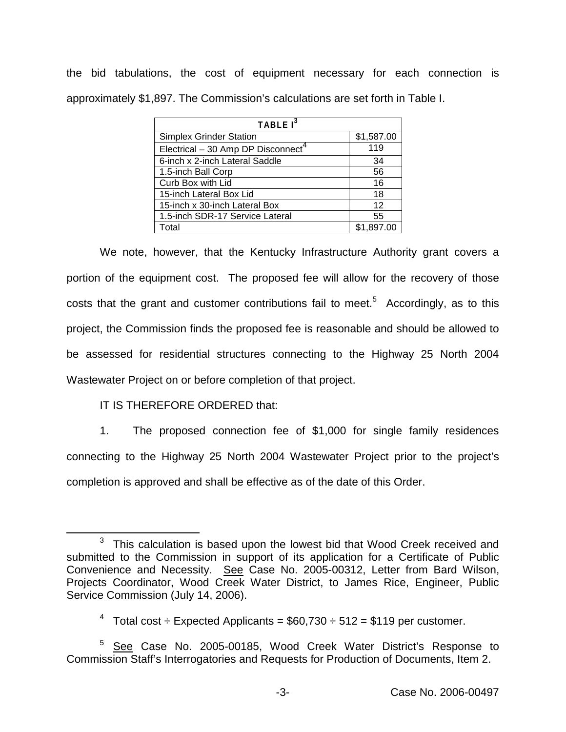the bid tabulations, the cost of equipment necessary for each connection is approximately $1,897. The Commission's calculations are set forth in Table I.

| TABLE I[3] | |
|---|---|
| Simplex Grinder Station | $1,587.00 |
| Electrical – 30 Amp DP Disconnect[4] | 119 |
| 6-inch x 2-inch Lateral Saddle | 34 |
| 1.5-inch Ball Corp | 56 |
| Curb Box with Lid | 16 |
| 15-inch Lateral Box Lid | 18 |
| 15-inch x 30-inch Lateral Box | 12 |
| 1.5-inch SDR-17 Service Lateral | 55 |
| Total | $1,897.00 |

We note, however, that the Kentucky Infrastructure Authority grant covers a portion of the equipment cost. The proposed fee will allow for the recovery of those costs that the grant and customer contributions fail to meet.[5] Accordingly, as to this project, the Commission finds the proposed fee is reasonable and should be allowed to be assessed for residential structures connecting to the Highway 25 North 2004 Wastewater Project on or before completion of that project.

IT IS THEREFORE ORDERED that:

1. The proposed connection fee of $1,000 for single family residences connecting to the Highway 25 North 2004 Wastewater Project prior to the project's completion is approved and shall be effective as of the date of this Order.

---

[3] This calculation is based upon the lowest bid that Wood Creek received and submitted to the Commission in support of its application for a Certificate of Public Convenience and Necessity. See Case No. 2005-00312, Letter from Bard Wilson, Projects Coordinator, Wood Creek Water District, to James Rice, Engineer, Public Service Commission (July 14, 2006).

[4] Total cost ÷ Expected Applicants = $60,730 ÷ 512 = $119 per customer.

[5] See Case No. 2005-00185, Wood Creek Water District's Response to Commission Staff's Interrogatories and Requests for Production of Documents, Item 2.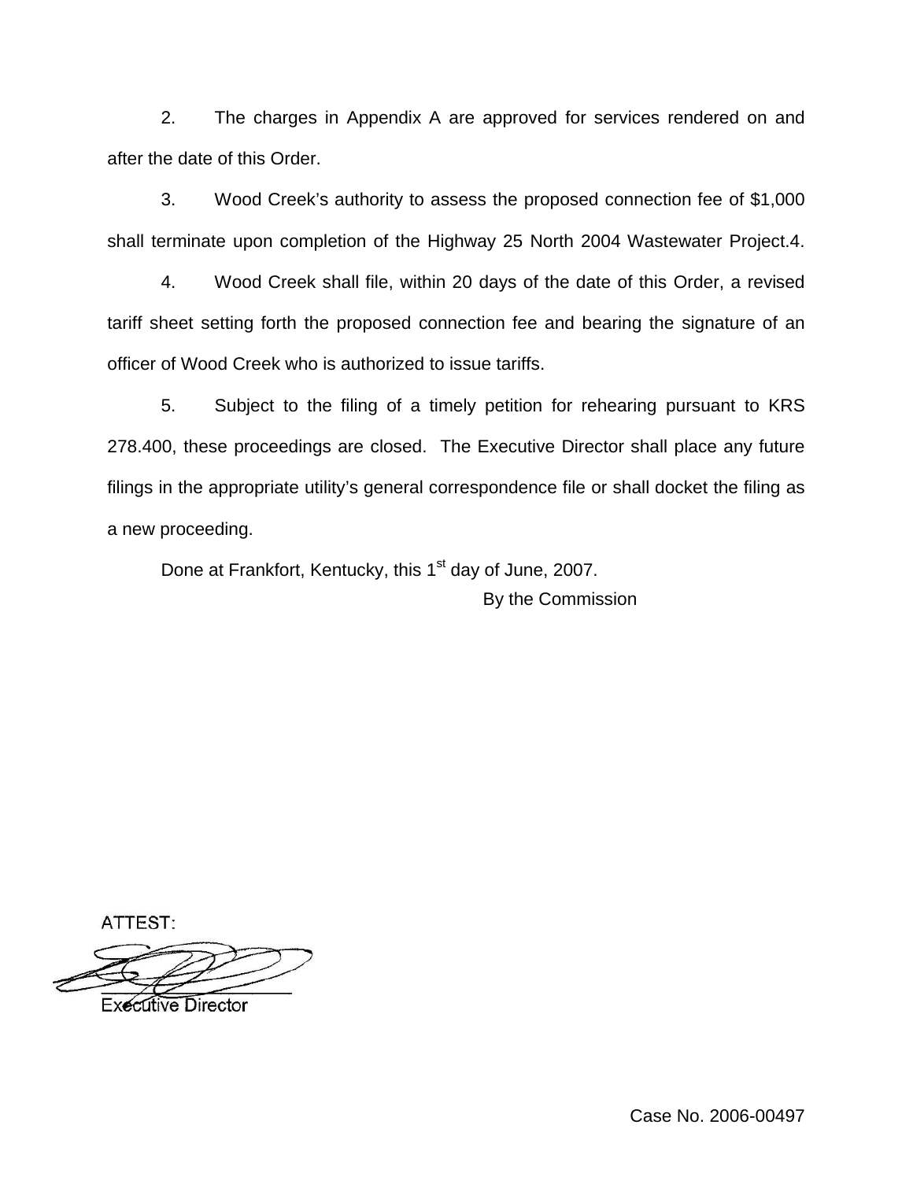2. The charges in Appendix A are approved for services rendered on and after the date of this Order.

3. Wood Creek's authority to assess the proposed connection fee of $1,000 shall terminate upon completion of the Highway 25 North 2004 Wastewater Project.4.

4. Wood Creek shall file, within 20 days of the date of this Order, a revised tariff sheet setting forth the proposed connection fee and bearing the signature of an officer of Wood Creek who is authorized to issue tariffs.

5. Subject to the filing of a timely petition for rehearing pursuant to KRS 278.400, these proceedings are closed. The Executive Director shall place any future filings in the appropriate utility's general correspondence file or shall docket the filing as a new proceeding.

Done at Frankfort, Kentucky, this 1st day of June, 2007.

By the Commission

ATTEST:

Executive Director

Case No. 2006-00497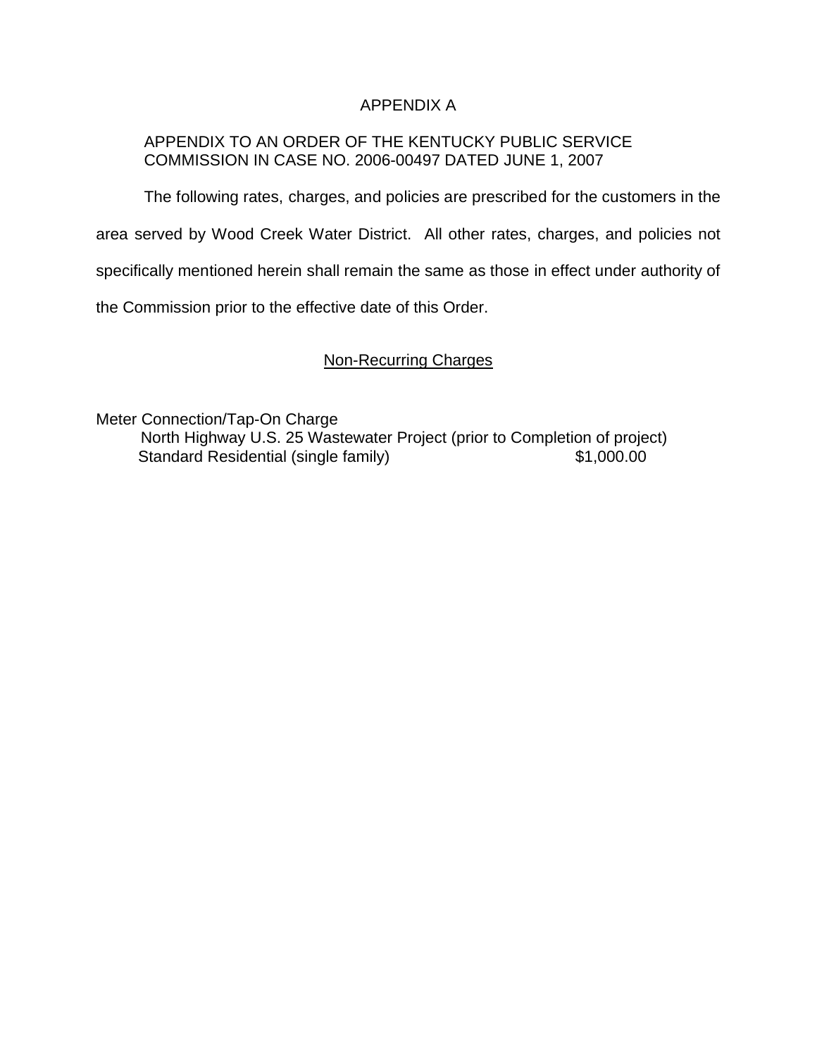# APPENDIX A

APPENDIX TO AN ORDER OF THE KENTUCKY PUBLIC SERVICE COMMISSION IN CASE NO. 2006-00497 DATED JUNE 1, 2007

The following rates, charges, and policies are prescribed for the customers in the area served by Wood Creek Water District. All other rates, charges, and policies not specifically mentioned herein shall remain the same as those in effect under authority of the Commission prior to the effective date of this Order.

## Non-Recurring Charges

Meter Connection/Tap-On Charge
North Highway U.S. 25 Wastewater Project (prior to Completion of project)

| | |
|---|---|
| Standard Residential (single family) | $1,000.00 |